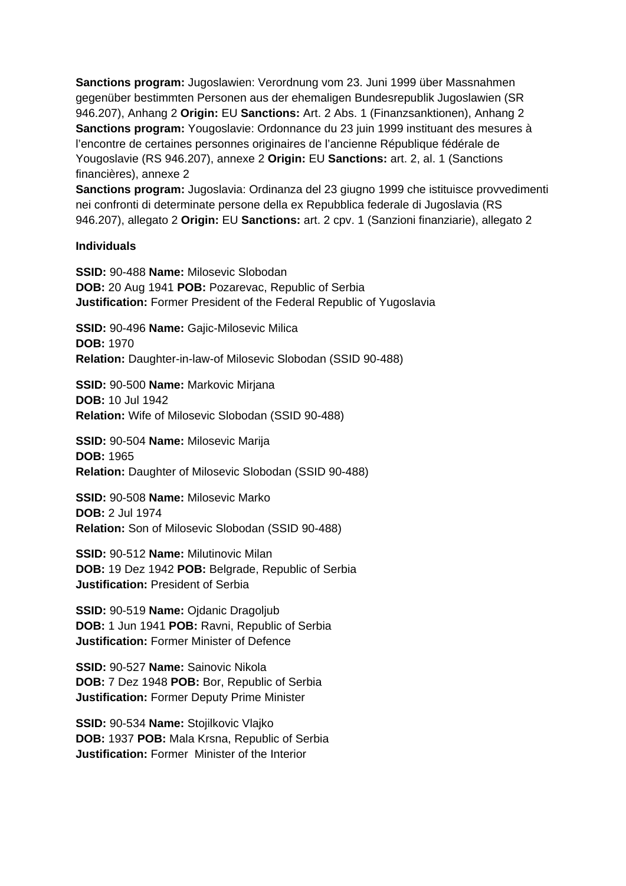**Sanctions program:** Jugoslawien: Verordnung vom 23. Juni 1999 über Massnahmen gegenüber bestimmten Personen aus der ehemaligen Bundesrepublik Jugoslawien (SR 946.207), Anhang 2 **Origin:** EU **Sanctions:** Art. 2 Abs. 1 (Finanzsanktionen), Anhang 2
**Sanctions program:** Yougoslavie: Ordonnance du 23 juin 1999 instituant des mesures à l'encontre de certaines personnes originaires de l'ancienne République fédérale de Yougoslavie (RS 946.207), annexe 2 **Origin:** EU **Sanctions:** art. 2, al. 1 (Sanctions financières), annexe 2
**Sanctions program:** Jugoslavia: Ordinanza del 23 giugno 1999 che istituisce provvedimenti nei confronti di determinate persone della ex Repubblica federale di Jugoslavia (RS 946.207), allegato 2 **Origin:** EU **Sanctions:** art. 2 cpv. 1 (Sanzioni finanziarie), allegato 2

**Individuals**

**SSID:** 90-488 **Name:** Milosevic Slobodan
**DOB:** 20 Aug 1941 **POB:** Pozarevac, Republic of Serbia
**Justification:** Former President of the Federal Republic of Yugoslavia

**SSID:** 90-496 **Name:** Gajic-Milosevic Milica
**DOB:** 1970
**Relation:** Daughter-in-law-of Milosevic Slobodan (SSID 90-488)

**SSID:** 90-500 **Name:** Markovic Mirjana
**DOB:** 10 Jul 1942
**Relation:** Wife of Milosevic Slobodan (SSID 90-488)

**SSID:** 90-504 **Name:** Milosevic Marija
**DOB:** 1965
**Relation:** Daughter of Milosevic Slobodan (SSID 90-488)

**SSID:** 90-508 **Name:** Milosevic Marko
**DOB:** 2 Jul 1974
**Relation:** Son of Milosevic Slobodan (SSID 90-488)

**SSID:** 90-512 **Name:** Milutinovic Milan
**DOB:** 19 Dez 1942 **POB:** Belgrade, Republic of Serbia
**Justification:** President of Serbia

**SSID:** 90-519 **Name:** Ojdanic Dragoljub
**DOB:** 1 Jun 1941 **POB:** Ravni, Republic of Serbia
**Justification:** Former Minister of Defence

**SSID:** 90-527 **Name:** Sainovic Nikola
**DOB:** 7 Dez 1948 **POB:** Bor, Republic of Serbia
**Justification:** Former Deputy Prime Minister

**SSID:** 90-534 **Name:** Stojilkovic Vlajko
**DOB:** 1937 **POB:** Mala Krsna, Republic of Serbia
**Justification:** Former Minister of the Interior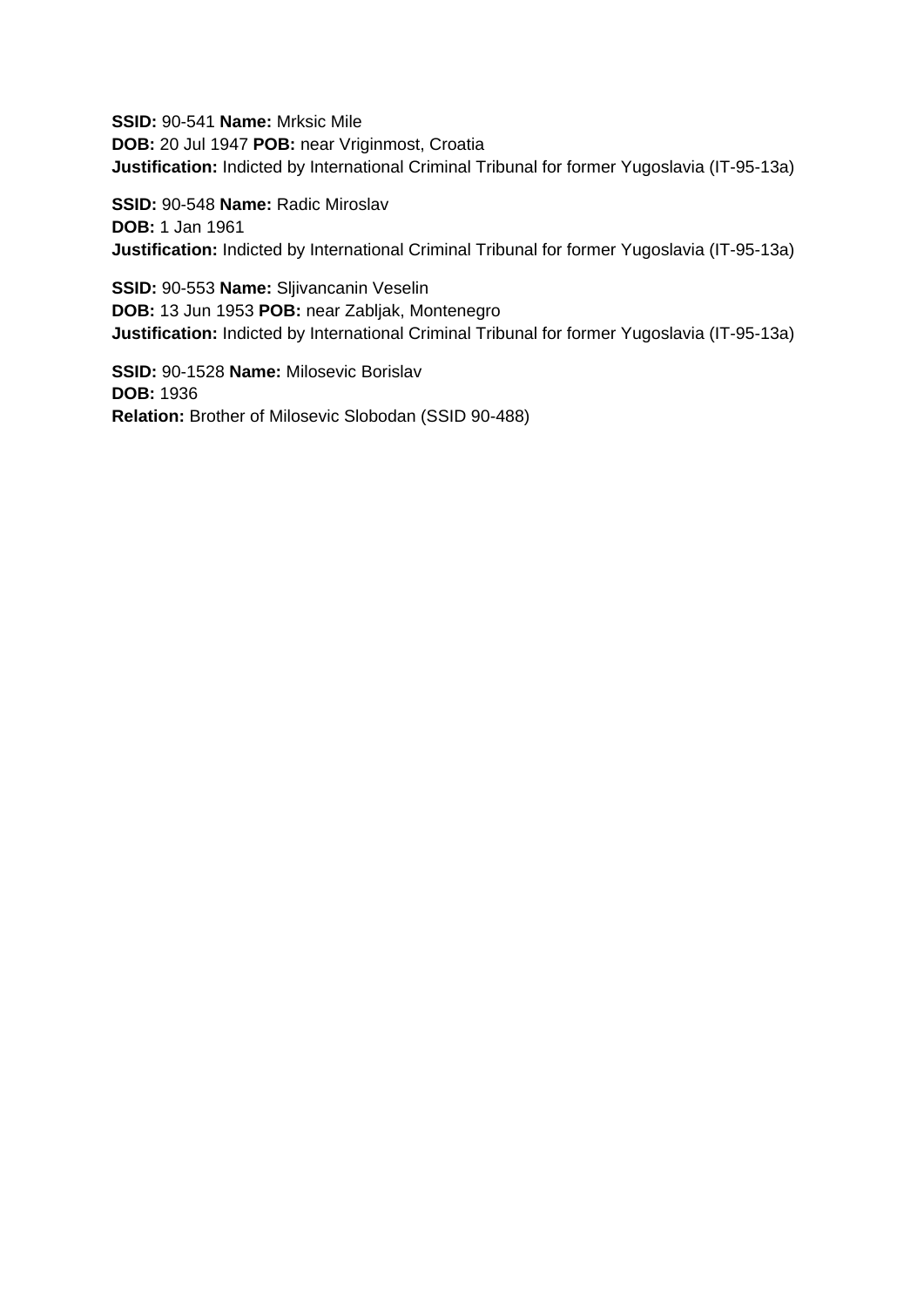**SSID:** 90-541 **Name:** Mrksic Mile
**DOB:** 20 Jul 1947 **POB:** near Vriginmost, Croatia
**Justification:** Indicted by International Criminal Tribunal for former Yugoslavia (IT-95-13a)

**SSID:** 90-548 **Name:** Radic Miroslav
**DOB:** 1 Jan 1961
**Justification:** Indicted by International Criminal Tribunal for former Yugoslavia (IT-95-13a)

**SSID:** 90-553 **Name:** Sljivancanin Veselin
**DOB:** 13 Jun 1953 **POB:** near Zabljak, Montenegro
**Justification:** Indicted by International Criminal Tribunal for former Yugoslavia (IT-95-13a)

**SSID:** 90-1528 **Name:** Milosevic Borislav
**DOB:** 1936
**Relation:** Brother of Milosevic Slobodan (SSID 90-488)